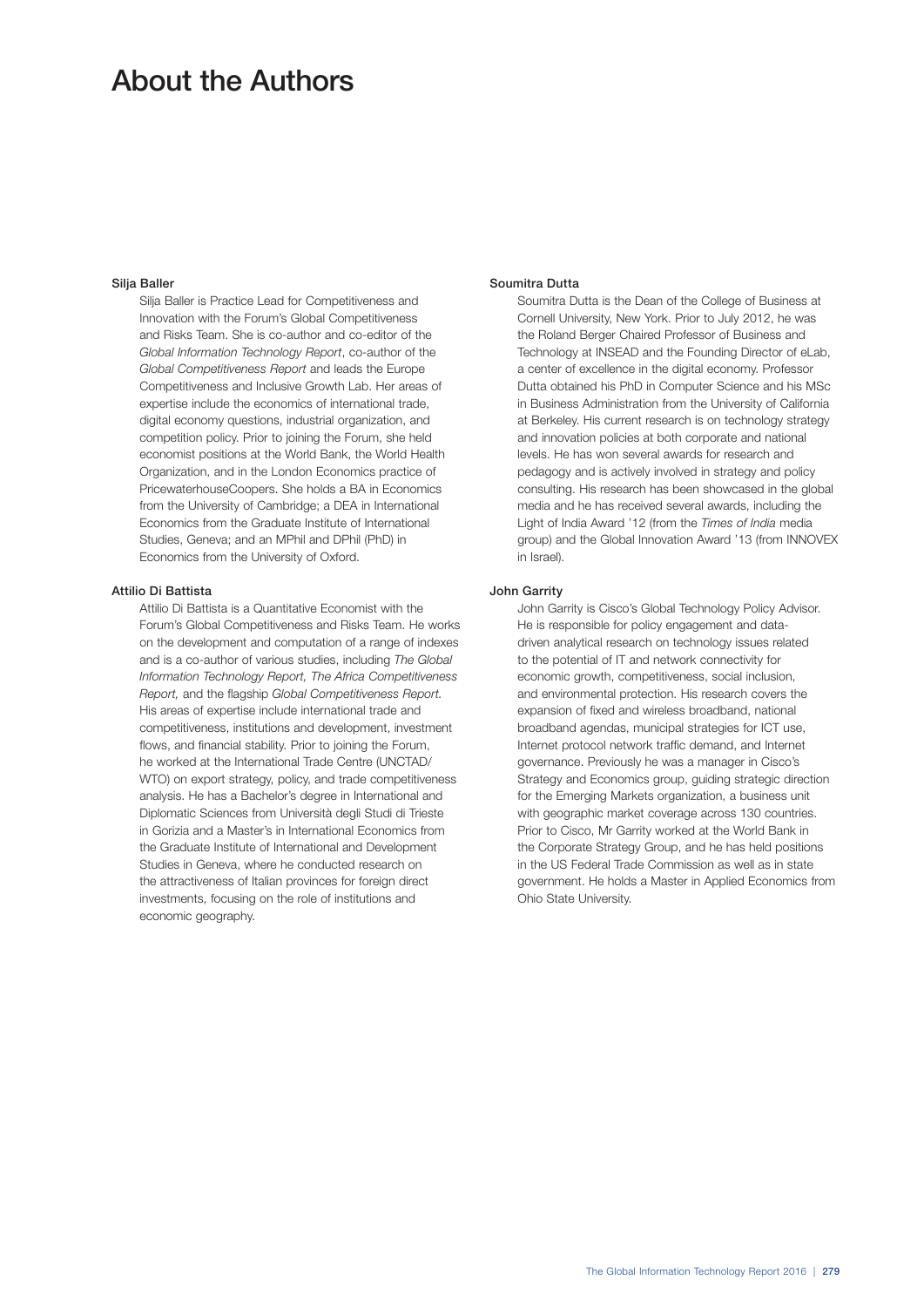# About the Authors

**Silja Baller**

Silja Baller is Practice Lead for Competitiveness and Innovation with the Forum's Global Competitiveness and Risks Team. She is co-author and co-editor of the *Global Information Technology Report*, co-author of the *Global Competitiveness Report* and leads the Europe Competitiveness and Inclusive Growth Lab. Her areas of expertise include the economics of international trade, digital economy questions, industrial organization, and competition policy. Prior to joining the Forum, she held economist positions at the World Bank, the World Health Organization, and in the London Economics practice of PricewaterhouseCoopers. She holds a BA in Economics from the University of Cambridge; a DEA in International Economics from the Graduate Institute of International Studies, Geneva; and an MPhil and DPhil (PhD) in Economics from the University of Oxford.

**Attilio Di Battista**

Attilio Di Battista is a Quantitative Economist with the Forum's Global Competitiveness and Risks Team. He works on the development and computation of a range of indexes and is a co-author of various studies, including *The Global Information Technology Report, The Africa Competitiveness Report,* and the flagship *Global Competitiveness Report.* His areas of expertise include international trade and competitiveness, institutions and development, investment flows, and financial stability. Prior to joining the Forum, he worked at the International Trade Centre (UNCTAD/WTO) on export strategy, policy, and trade competitiveness analysis. He has a Bachelor's degree in International and Diplomatic Sciences from Università degli Studi di Trieste in Gorizia and a Master's in International Economics from the Graduate Institute of International and Development Studies in Geneva, where he conducted research on the attractiveness of Italian provinces for foreign direct investments, focusing on the role of institutions and economic geography.

**Soumitra Dutta**

Soumitra Dutta is the Dean of the College of Business at Cornell University, New York. Prior to July 2012, he was the Roland Berger Chaired Professor of Business and Technology at INSEAD and the Founding Director of eLab, a center of excellence in the digital economy. Professor Dutta obtained his PhD in Computer Science and his MSc in Business Administration from the University of California at Berkeley. His current research is on technology strategy and innovation policies at both corporate and national levels. He has won several awards for research and pedagogy and is actively involved in strategy and policy consulting. His research has been showcased in the global media and he has received several awards, including the Light of India Award '12 (from the *Times of India* media group) and the Global Innovation Award '13 (from INNOVEX in Israel).

**John Garrity**

John Garrity is Cisco's Global Technology Policy Advisor. He is responsible for policy engagement and data-driven analytical research on technology issues related to the potential of IT and network connectivity for economic growth, competitiveness, social inclusion, and environmental protection. His research covers the expansion of fixed and wireless broadband, national broadband agendas, municipal strategies for ICT use, Internet protocol network traffic demand, and Internet governance. Previously he was a manager in Cisco's Strategy and Economics group, guiding strategic direction for the Emerging Markets organization, a business unit with geographic market coverage across 130 countries. Prior to Cisco, Mr Garrity worked at the World Bank in the Corporate Strategy Group, and he has held positions in the US Federal Trade Commission as well as in state government. He holds a Master in Applied Economics from Ohio State University.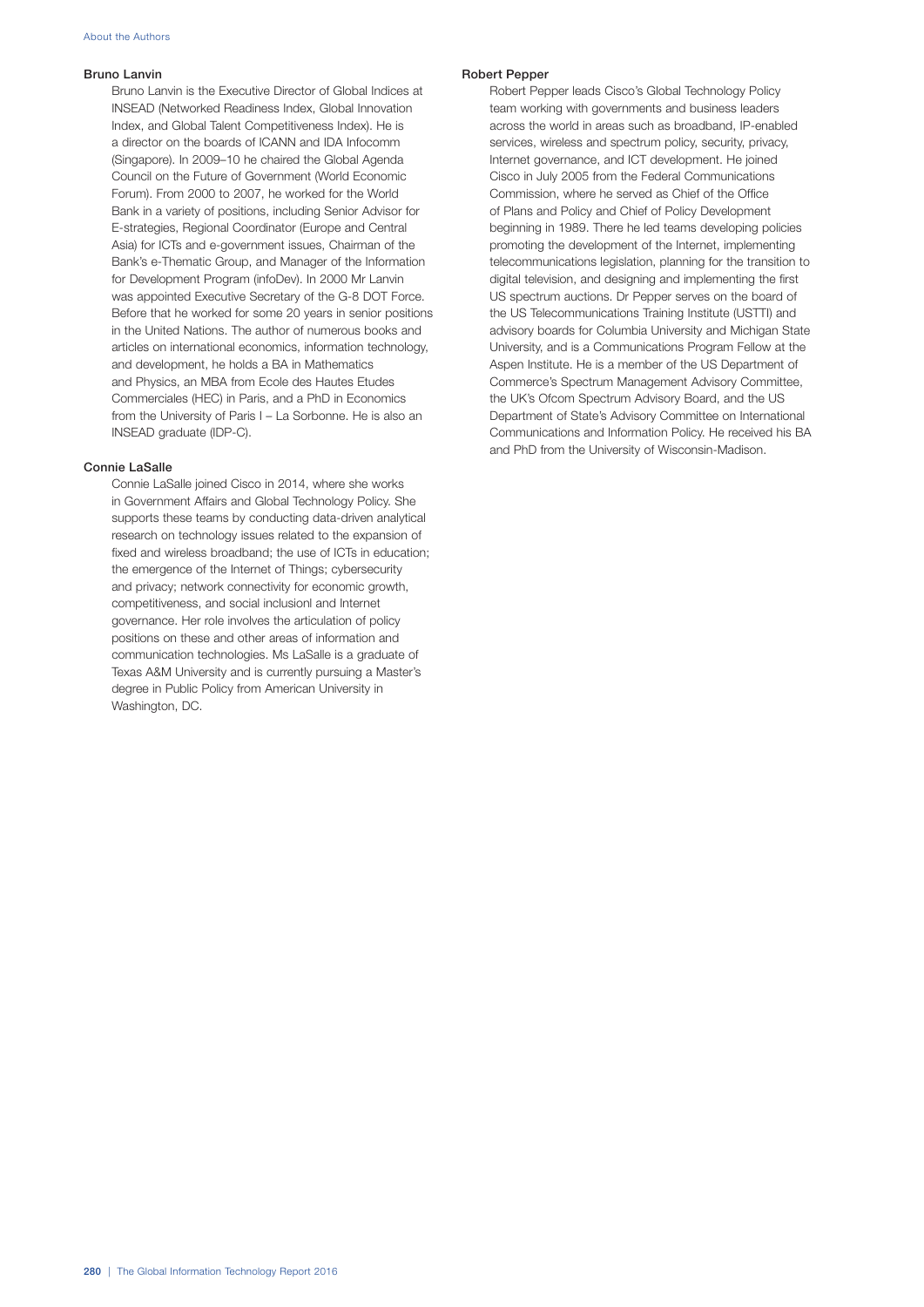### Bruno Lanvin

Bruno Lanvin is the Executive Director of Global Indices at INSEAD (Networked Readiness Index, Global Innovation Index, and Global Talent Competitiveness Index). He is a director on the boards of ICANN and IDA Infocomm (Singapore). In 2009–10 he chaired the Global Agenda Council on the Future of Government (World Economic Forum). From 2000 to 2007, he worked for the World Bank in a variety of positions, including Senior Advisor for E-strategies, Regional Coordinator (Europe and Central Asia) for ICTs and e-government issues, Chairman of the Bank's e-Thematic Group, and Manager of the Information for Development Program (infoDev). In 2000 Mr Lanvin was appointed Executive Secretary of the G-8 DOT Force. Before that he worked for some 20 years in senior positions in the United Nations. The author of numerous books and articles on international economics, information technology, and development, he holds a BA in Mathematics and Physics, an MBA from Ecole des Hautes Etudes Commerciales (HEC) in Paris, and a PhD in Economics from the University of Paris I – La Sorbonne. He is also an INSEAD graduate (IDP-C).

### Connie LaSalle

Connie LaSalle joined Cisco in 2014, where she works in Government Affairs and Global Technology Policy. She supports these teams by conducting data-driven analytical research on technology issues related to the expansion of fixed and wireless broadband; the use of ICTs in education; the emergence of the Internet of Things; cybersecurity and privacy; network connectivity for economic growth, competitiveness, and social inclusionl and Internet governance. Her role involves the articulation of policy positions on these and other areas of information and communication technologies. Ms LaSalle is a graduate of Texas A&M University and is currently pursuing a Master's degree in Public Policy from American University in Washington, DC.

### Robert Pepper

Robert Pepper leads Cisco's Global Technology Policy team working with governments and business leaders across the world in areas such as broadband, IP-enabled services, wireless and spectrum policy, security, privacy, Internet governance, and ICT development. He joined Cisco in July 2005 from the Federal Communications Commission, where he served as Chief of the Office of Plans and Policy and Chief of Policy Development beginning in 1989. There he led teams developing policies promoting the development of the Internet, implementing telecommunications legislation, planning for the transition to digital television, and designing and implementing the first US spectrum auctions. Dr Pepper serves on the board of the US Telecommunications Training Institute (USTTI) and advisory boards for Columbia University and Michigan State University, and is a Communications Program Fellow at the Aspen Institute. He is a member of the US Department of Commerce's Spectrum Management Advisory Committee, the UK's Ofcom Spectrum Advisory Board, and the US Department of State's Advisory Committee on International Communications and Information Policy. He received his BA and PhD from the University of Wisconsin-Madison.